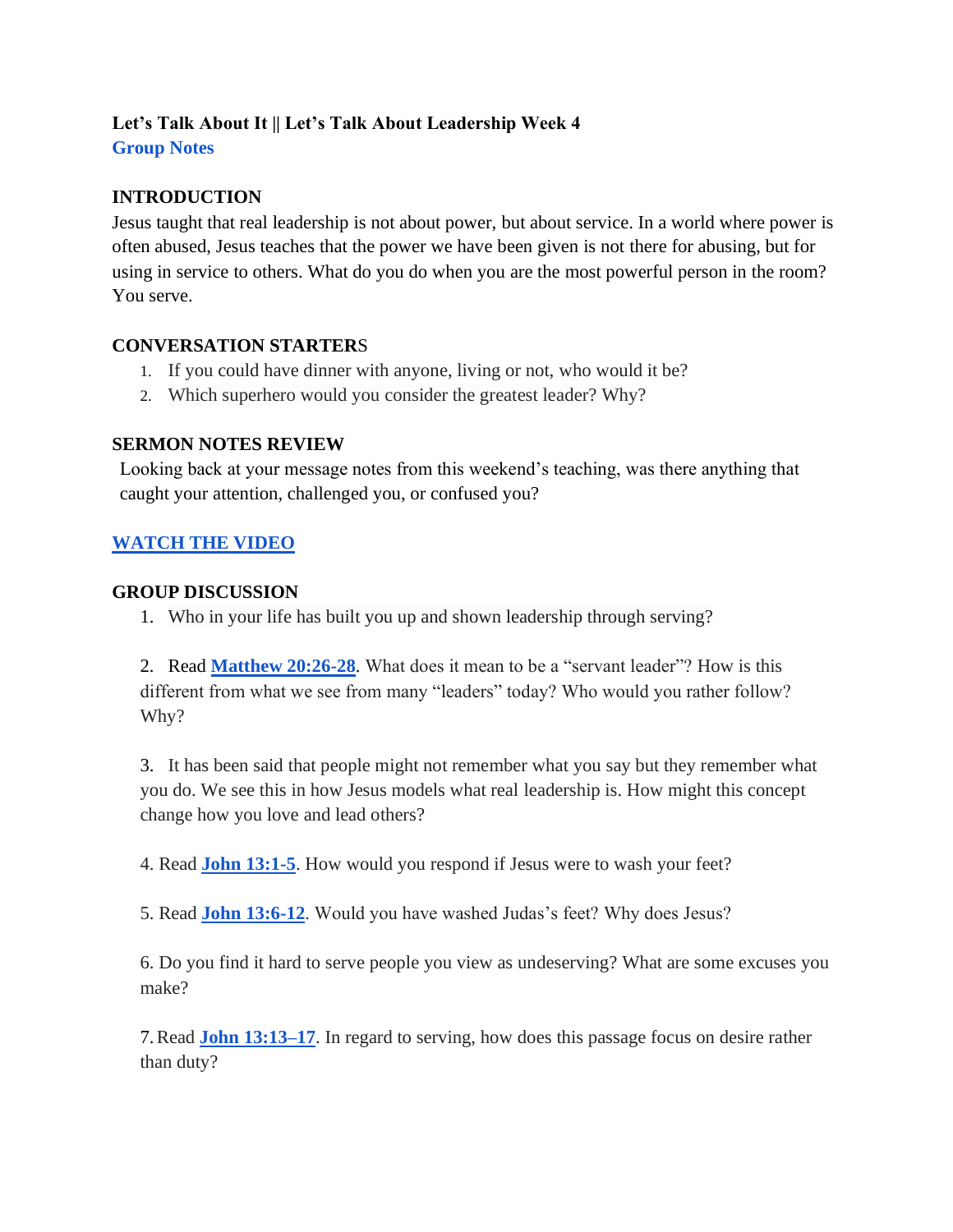**Let's Talk About It || Let's Talk About Leadership Week 4**

**Group Notes**

## INTRODUCTION

Jesus taught that real leadership is not about power, but about service. In a world where power is often abused, Jesus teaches that the power we have been given is not there for abusing, but for using in service to others. What do you do when you are the most powerful person in the room? You serve.

## CONVERSATION STARTERS

1. If you could have dinner with anyone, living or not, who would it be?
2. Which superhero would you consider the greatest leader? Why?

## SERMON NOTES REVIEW

Looking back at your message notes from this weekend's teaching, was there anything that caught your attention, challenged you, or confused you?

**WATCH THE VIDEO**

## GROUP DISCUSSION

1. Who in your life has built you up and shown leadership through serving?

2. Read **Matthew 20:26-28**. What does it mean to be a "servant leader"? How is this different from what we see from many "leaders" today? Who would you rather follow? Why?

3. It has been said that people might not remember what you say but they remember what you do. We see this in how Jesus models what real leadership is. How might this concept change how you love and lead others?

4. Read **John 13:1-5**. How would you respond if Jesus were to wash your feet?

5. Read **John 13:6-12**. Would you have washed Judas's feet? Why does Jesus?

6. Do you find it hard to serve people you view as undeserving? What are some excuses you make?

7. Read **John 13:13–17**. In regard to serving, how does this passage focus on desire rather than duty?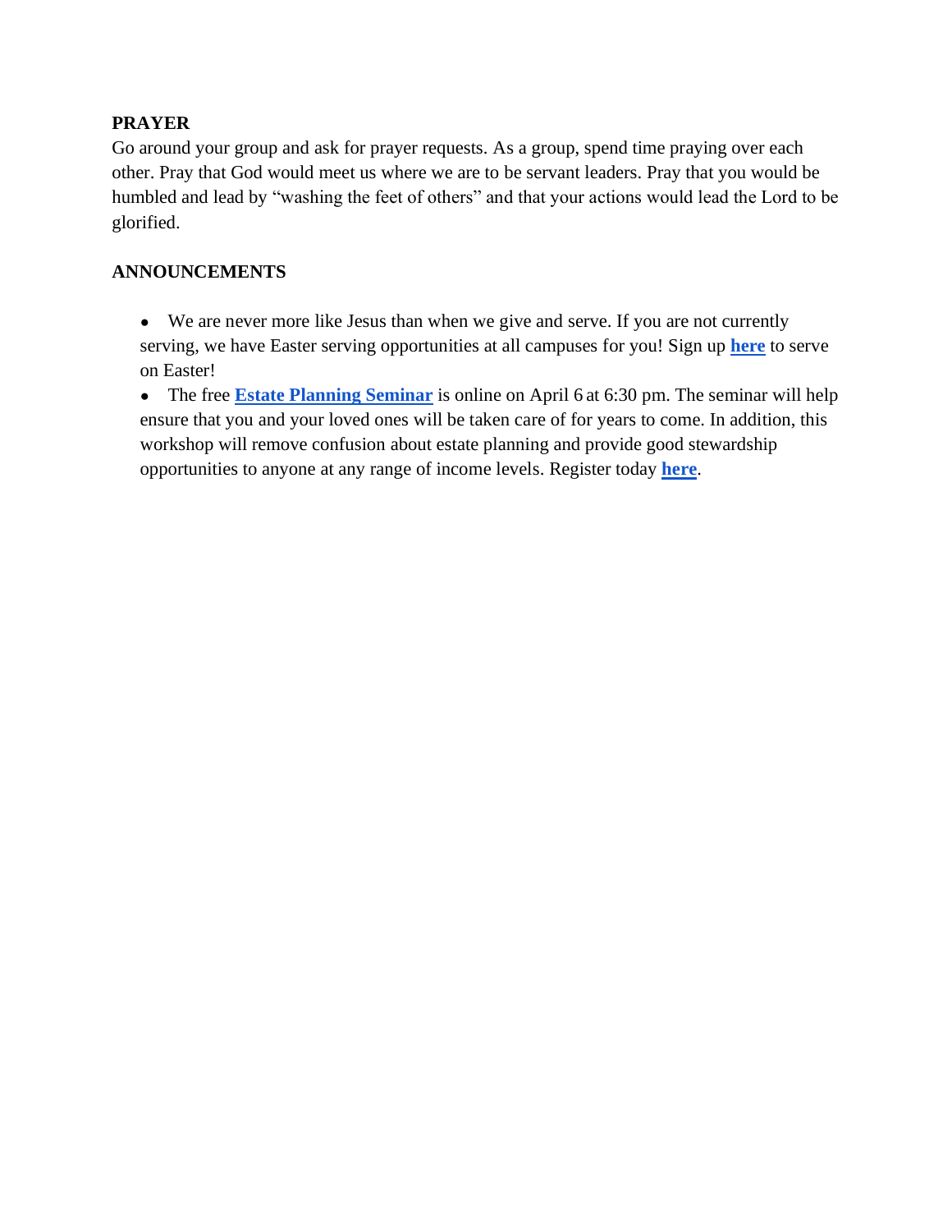**PRAYER**

Go around your group and ask for prayer requests. As a group, spend time praying over each other. Pray that God would meet us where we are to be servant leaders. Pray that you would be humbled and lead by "washing the feet of others" and that your actions would lead the Lord to be glorified.

**ANNOUNCEMENTS**

- We are never more like Jesus than when we give and serve. If you are not currently serving, we have Easter serving opportunities at all campuses for you! Sign up **here** to serve on Easter!
- The free **Estate Planning Seminar** is online on April 6 at 6:30 pm. The seminar will help ensure that you and your loved ones will be taken care of for years to come. In addition, this workshop will remove confusion about estate planning and provide good stewardship opportunities to anyone at any range of income levels. Register today **here**.